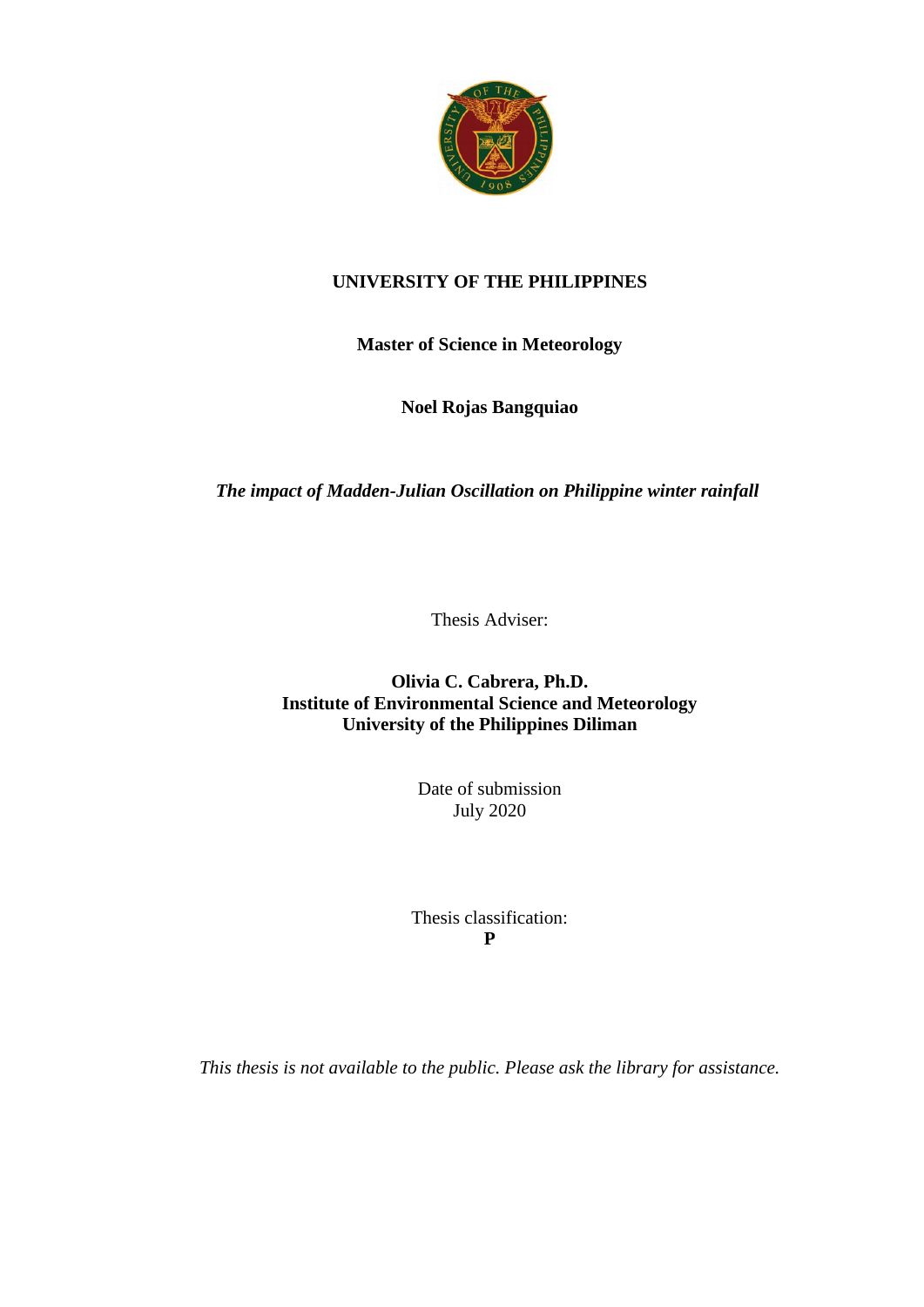**UNIVERSITY OF THE PHILIPPINES**

**Master of Science in Meteorology**

**Noel Rojas Bangquiao**

***The impact of Madden-Julian Oscillation on Philippine winter rainfall***

Thesis Adviser:

**Olivia C. Cabrera, Ph.D.**
**Institute of Environmental Science and Meteorology**
**University of the Philippines Diliman**

Date of submission
July 2020

Thesis classification:
**P**

*This thesis is not available to the public. Please ask the library for assistance.*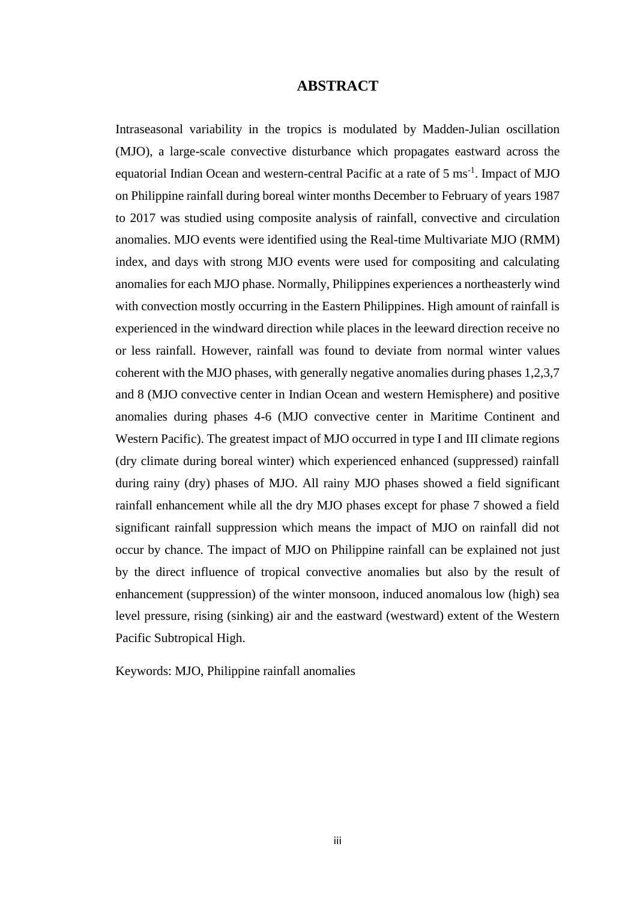# ABSTRACT

Intraseasonal variability in the tropics is modulated by Madden-Julian oscillation (MJO), a large-scale convective disturbance which propagates eastward across the equatorial Indian Ocean and western-central Pacific at a rate of 5 $ms^{-1}$. Impact of MJO on Philippine rainfall during boreal winter months December to February of years 1987 to 2017 was studied using composite analysis of rainfall, convective and circulation anomalies. MJO events were identified using the Real-time Multivariate MJO (RMM) index, and days with strong MJO events were used for compositing and calculating anomalies for each MJO phase. Normally, Philippines experiences a northeasterly wind with convection mostly occurring in the Eastern Philippines. High amount of rainfall is experienced in the windward direction while places in the leeward direction receive no or less rainfall. However, rainfall was found to deviate from normal winter values coherent with the MJO phases, with generally negative anomalies during phases 1,2,3,7 and 8 (MJO convective center in Indian Ocean and western Hemisphere) and positive anomalies during phases 4-6 (MJO convective center in Maritime Continent and Western Pacific). The greatest impact of MJO occurred in type I and III climate regions (dry climate during boreal winter) which experienced enhanced (suppressed) rainfall during rainy (dry) phases of MJO. All rainy MJO phases showed a field significant rainfall enhancement while all the dry MJO phases except for phase 7 showed a field significant rainfall suppression which means the impact of MJO on rainfall did not occur by chance. The impact of MJO on Philippine rainfall can be explained not just by the direct influence of tropical convective anomalies but also by the result of enhancement (suppression) of the winter monsoon, induced anomalous low (high) sea level pressure, rising (sinking) air and the eastward (westward) extent of the Western Pacific Subtropical High.

Keywords: MJO, Philippine rainfall anomalies